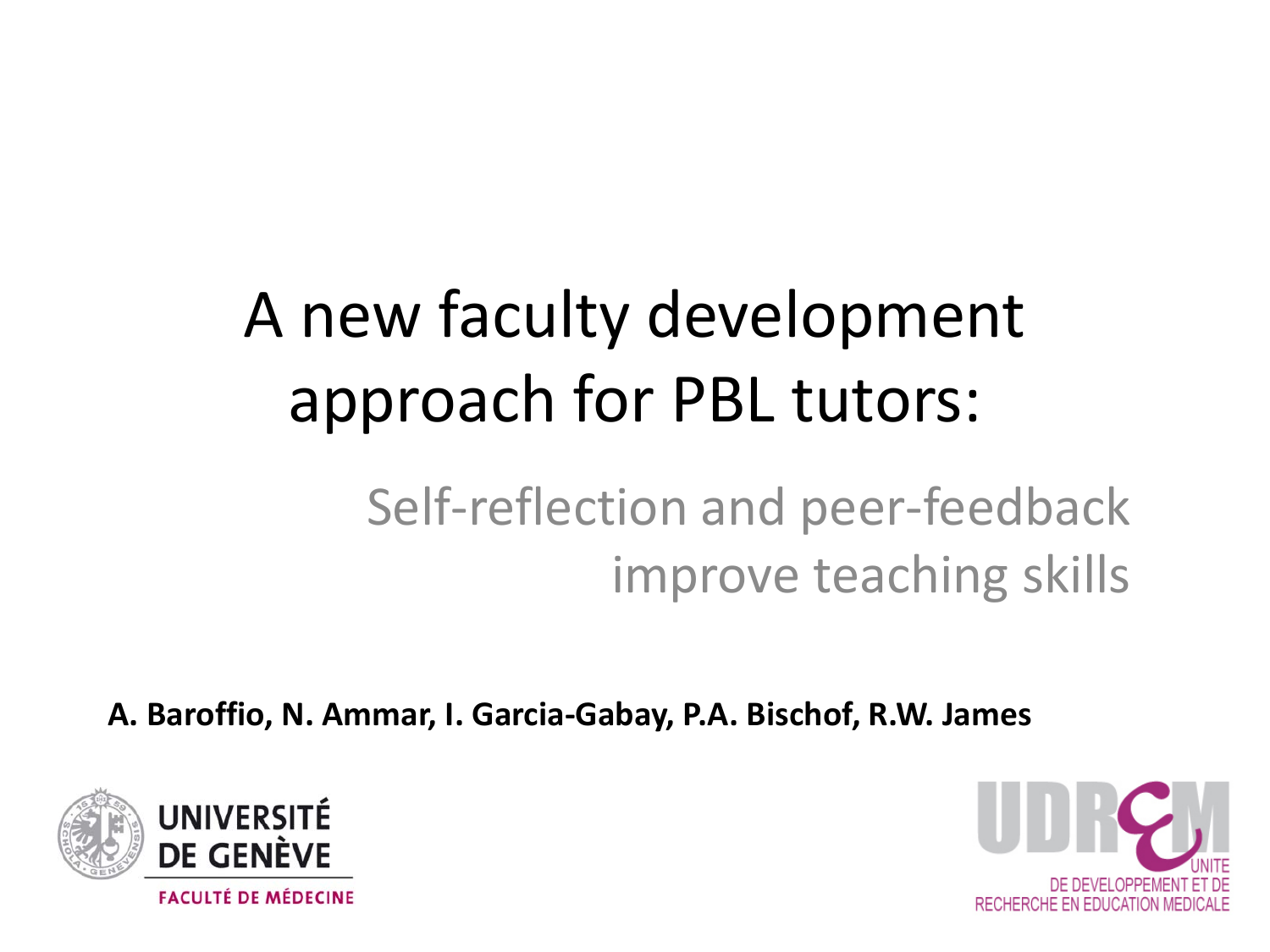# A new faculty development approach for PBL tutors:

## Self-reflection and peer-feedback improve teaching skills

**A. Baroffio, N. Ammar, I. Garcia-Gabay, P.A. Bischof, R.W. James**

UNIVERSITÉ DE GENÈVE

FACULTÉ DE MÉDECINE

UDREM

UNITE DE DEVELOPPEMENT ET DE RECHERCHE EN EDUCATION MEDICALE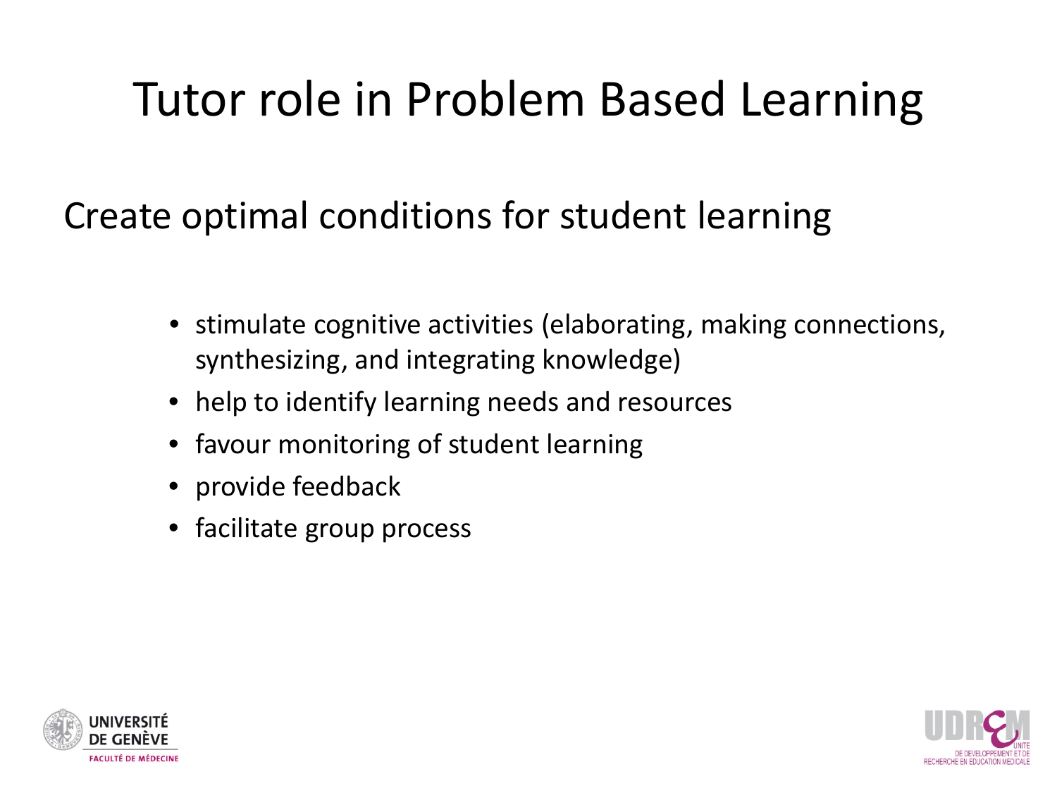# Tutor role in Problem Based Learning

## Create optimal conditions for student learning

- stimulate cognitive activities (elaborating, making connections, synthesizing, and integrating knowledge)
- help to identify learning needs and resources
- favour monitoring of student learning
- provide feedback
- facilitate group process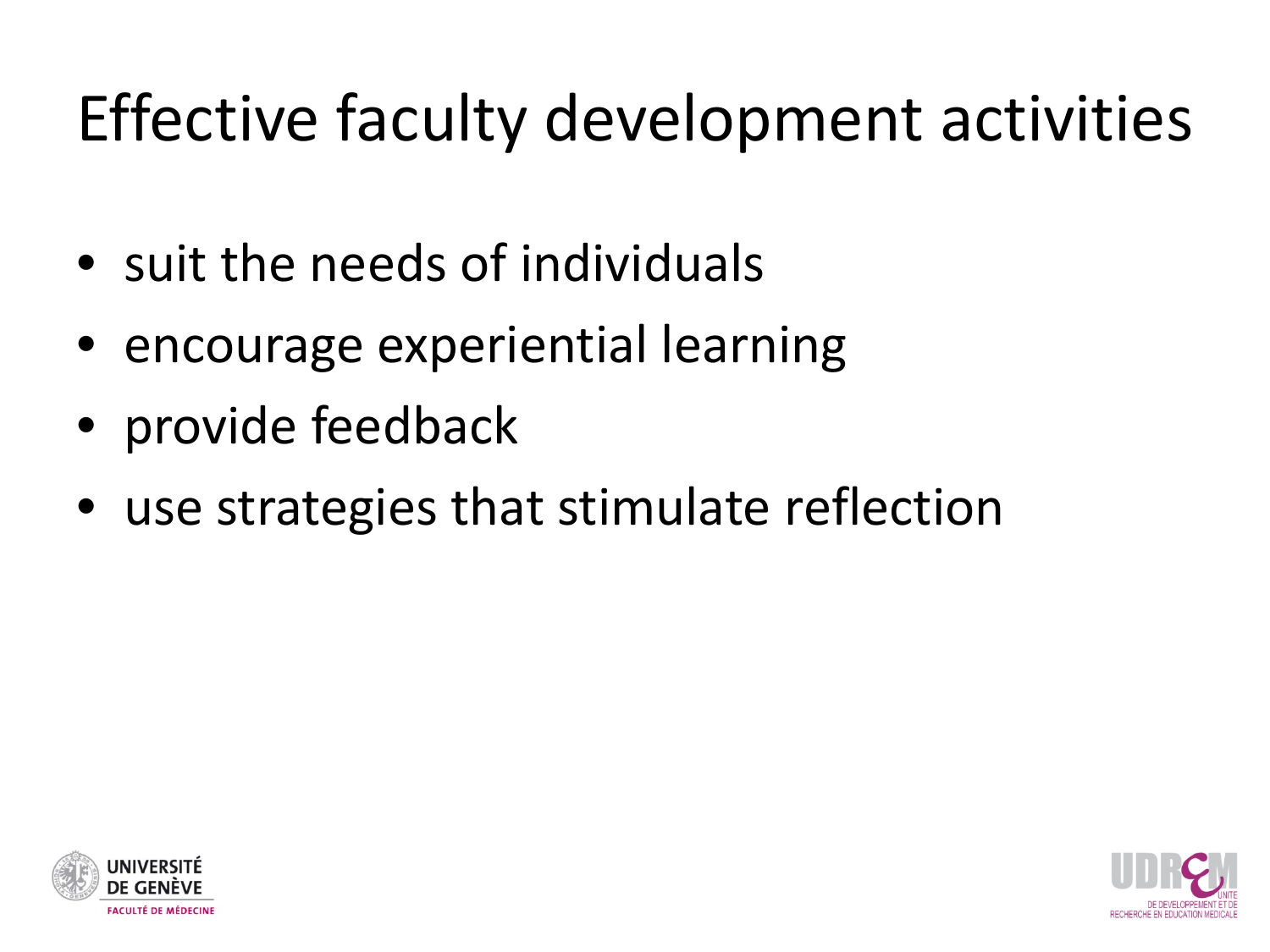# Effective faculty development activities

- suit the needs of individuals
- encourage experiential learning
- provide feedback
- use strategies that stimulate reflection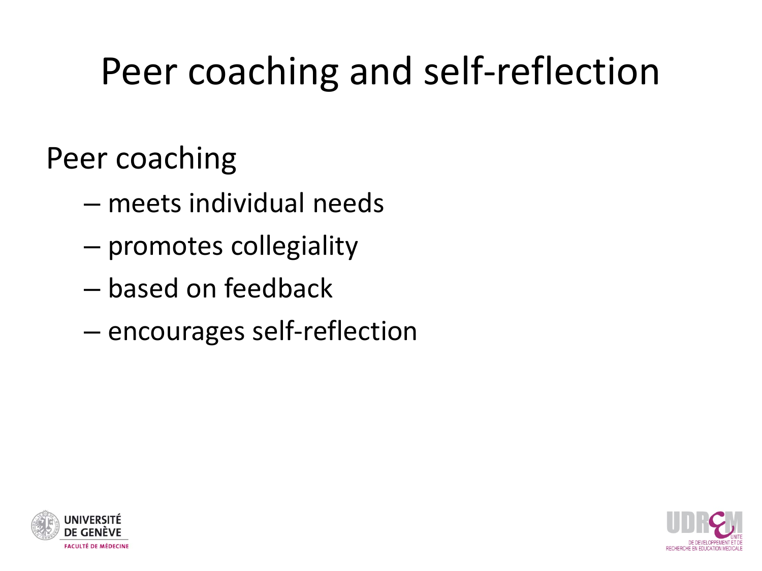# Peer coaching and self-reflection

Peer coaching

- meets individual needs
- promotes collegiality
- based on feedback
- encourages self-reflection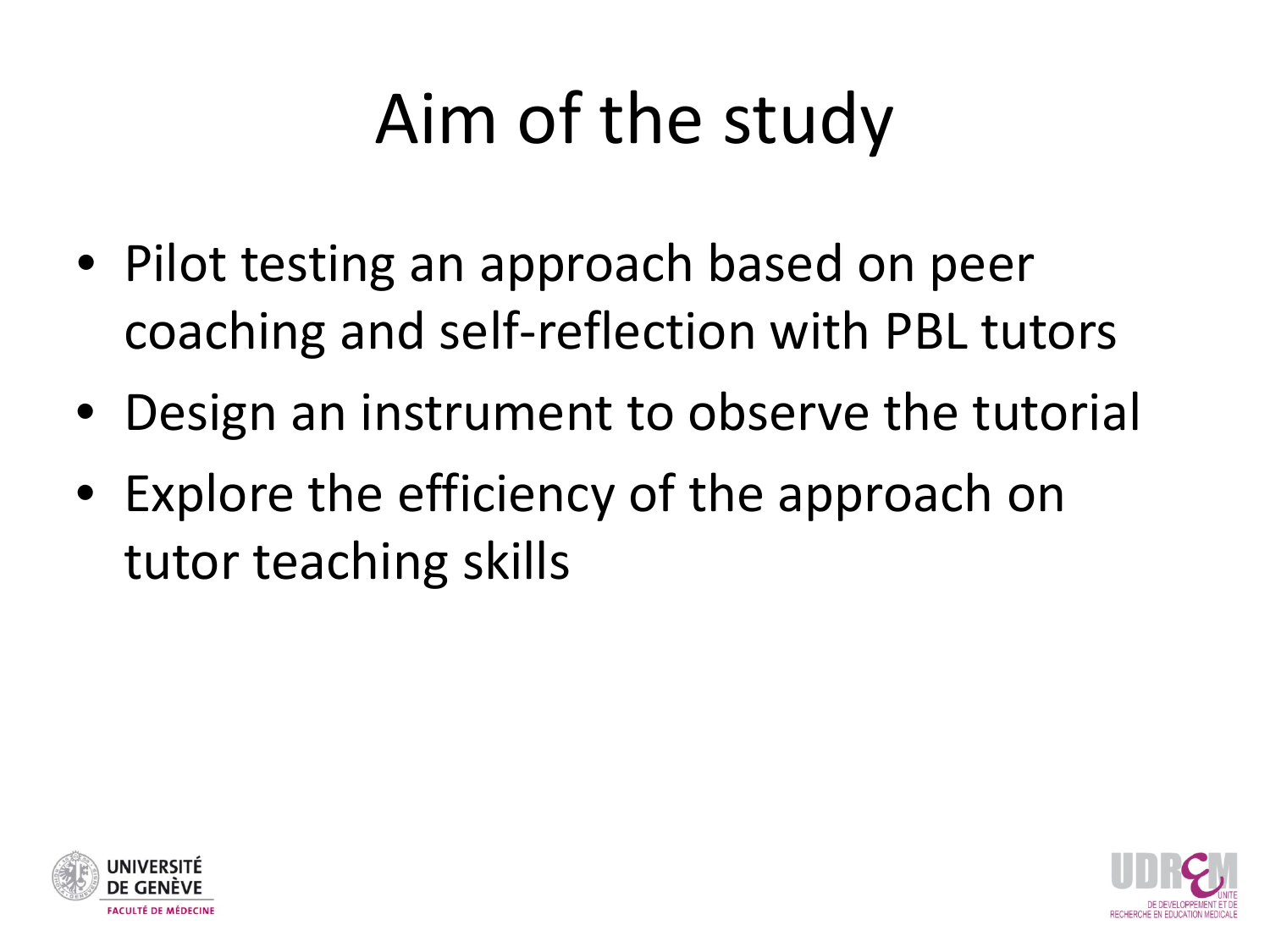# Aim of the study

- Pilot testing an approach based on peer coaching and self-reflection with PBL tutors
- Design an instrument to observe the tutorial
- Explore the efficiency of the approach on tutor teaching skills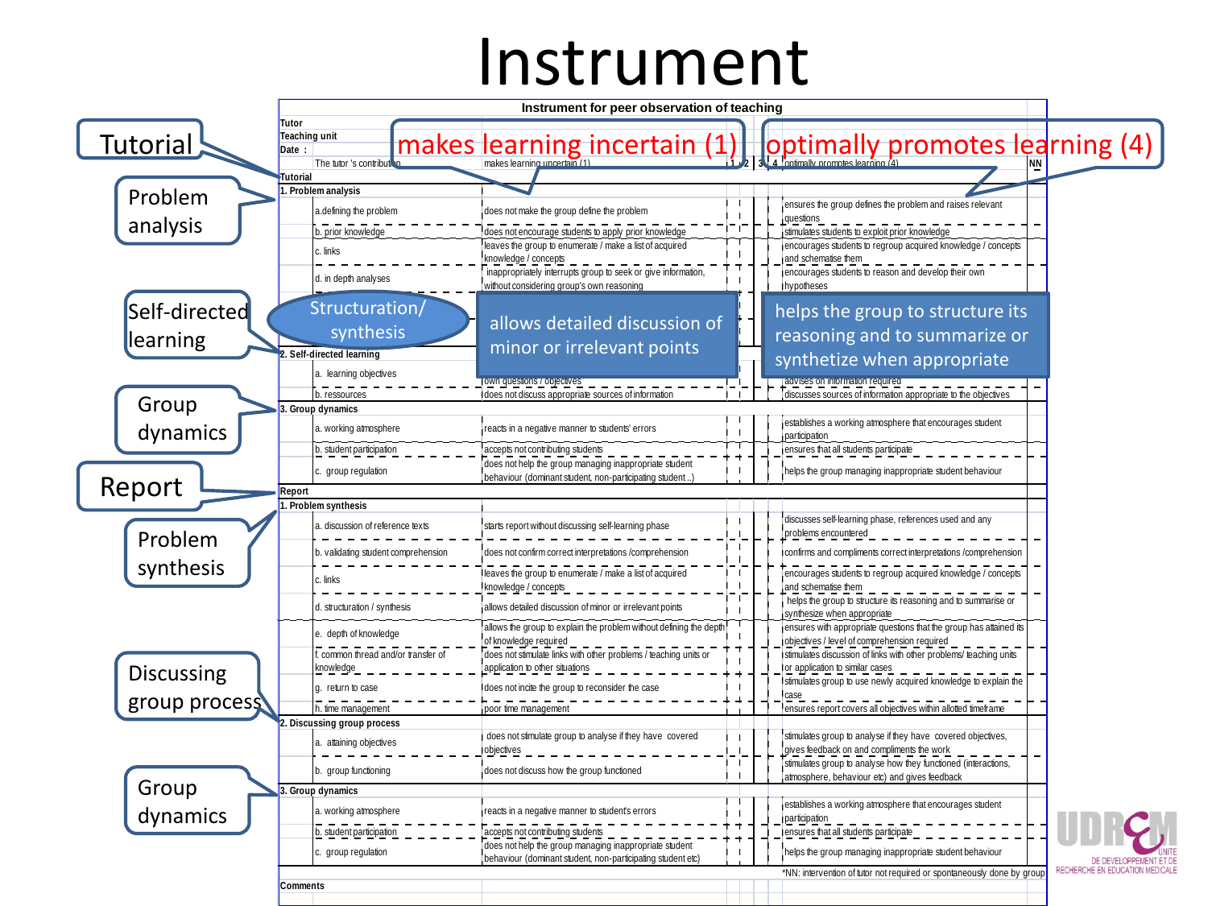# Instrument

**Instrument for peer observation of teaching**

Tutor
Teaching unit
Date :

| | The tutor 's contribution | makes learning uncertain (1) | 1 | 2 | 3 | 4 | optimally promotes learning (4) | NN |
|---|---|---|---|---|---|---|---|---|
| **Tutorial** | | | | | | | | |
| **1. Problem analysis** | | | | | | | | |
| | a.defining the problem | does not make the group define the problem | | | | | ensures the group defines the problem and raises relevant questions | |
| | b. prior knowledge | does not encourage students to apply prior knowledge | | | | | stimulates students to exploit prior knowledge | |
| | c. links | leaves the group to enumerate / make a list of acquired knowledge / concepts | | | | | encourages students to regroup acquired knowledge / concepts and schematise them | |
| | d. in depth analyses | inappropriately interrupts group to seek or give information, without considering group's own reasoning | | | | | encourages students to reason and develop their own hypotheses | |
| | Structuration/ synthesis | allows detailed discussion of minor or irrelevant points | | | | | helps the group to structure its reasoning and to summarize or synthetize when appropriate | |
| **2. Self-directed learning** | | | | | | | | |
| | a. learning objectives | own questions / objectives | | | | | advises on information required | |
| | b. ressources | does not discuss appropriate sources of information | | | | | discusses sources of information appropriate to the objectives | |
| **3. Group dynamics** | | | | | | | | |
| | a. working atmosphere | reacts in a negative manner to students' errors | | | | | establishes a working atmosphere that encourages student participation | |
| | b. student participation | accepts not contributing students | | | | | ensures that all students participate | |
| | c. group regulation | does not help the group managing inappropriate student behaviour (dominant student, non-participating student ..) | | | | | helps the group managing inappropriate student behaviour | |
| **Report** | | | | | | | | |
| **1. Problem synthesis** | | | | | | | | |
| | a. discussion of reference texts | starts report without discussing self-learning phase | | | | | discusses self-learning phase, references used and any problems encountered | |
| | b. validating student comprehension | does not confirm correct interpretations /comprehension | | | | | confirms and compliments correct interpretations /comprehension | |
| | c. links | leaves the group to enumerate / make a list of acquired knowledge / concepts | | | | | encourages students to regroup acquired knowledge / concepts and schematise them | |
| | d. structuration / synthesis | allows detailed discussion of minor or irrelevant points | | | | | helps the group to structure its reasoning and to summarise or synthesize when appropriate | |
| | e. depth of knowledge | allows the group to explain the problem without defining the depth of knowledge required | | | | | ensures with appropriate questions that the group has attained its objectives / level of comprehension required | |
| | f. common thread and/or transfer of knowledge | does not stimulate links with other problems / teaching units or application to other situations | | | | | stimulates discussion of links with other problems/ teaching units or application to similar cases | |
| | g. return to case | does not incite the group to reconsider the case | | | | | stimulates group to use newly acquired knowledge to explain the case | |
| | h. time management | poor time management | | | | | ensures report covers all objectives within allotted timeframe | |
| **2. Discussing group process** | | | | | | | | |
| | a. attaining objectives | does not stimulate group to analyse if they have covered objectives | | | | | stimulates group to analyse if they have covered objectives, gives feedback on and compliments the work | |
| | b. group functioning | does not discuss how the group functioned | | | | | stimulates group to analyse how they functioned (interactions, atmosphere, behaviour etc) and gives feedback | |
| **3. Group dynamics** | | | | | | | | |
| | a. working atmosphere | reacts in a negative manner to student's errors | | | | | establishes a working atmosphere that encourages student participation | |
| | b. student participation | accepts not contributing students | | | | | ensures that all students participate | |
| | c. group regulation | does not help the group managing inappropriate student behaviour (dominant student, non-participating student etc) | | | | | helps the group managing inappropriate student behaviour | |

*NN: intervention of tutor not required or spontaneously done by group

**Comments**

Callouts: Tutorial; Problem analysis; Self-directed learning; Group dynamics; Report; Problem synthesis; Discussing group process; Group dynamics; makes learning incertain (1); optimally promotes learning (4)

UDREM – Unité de Développement et de Recherche en Education Médicale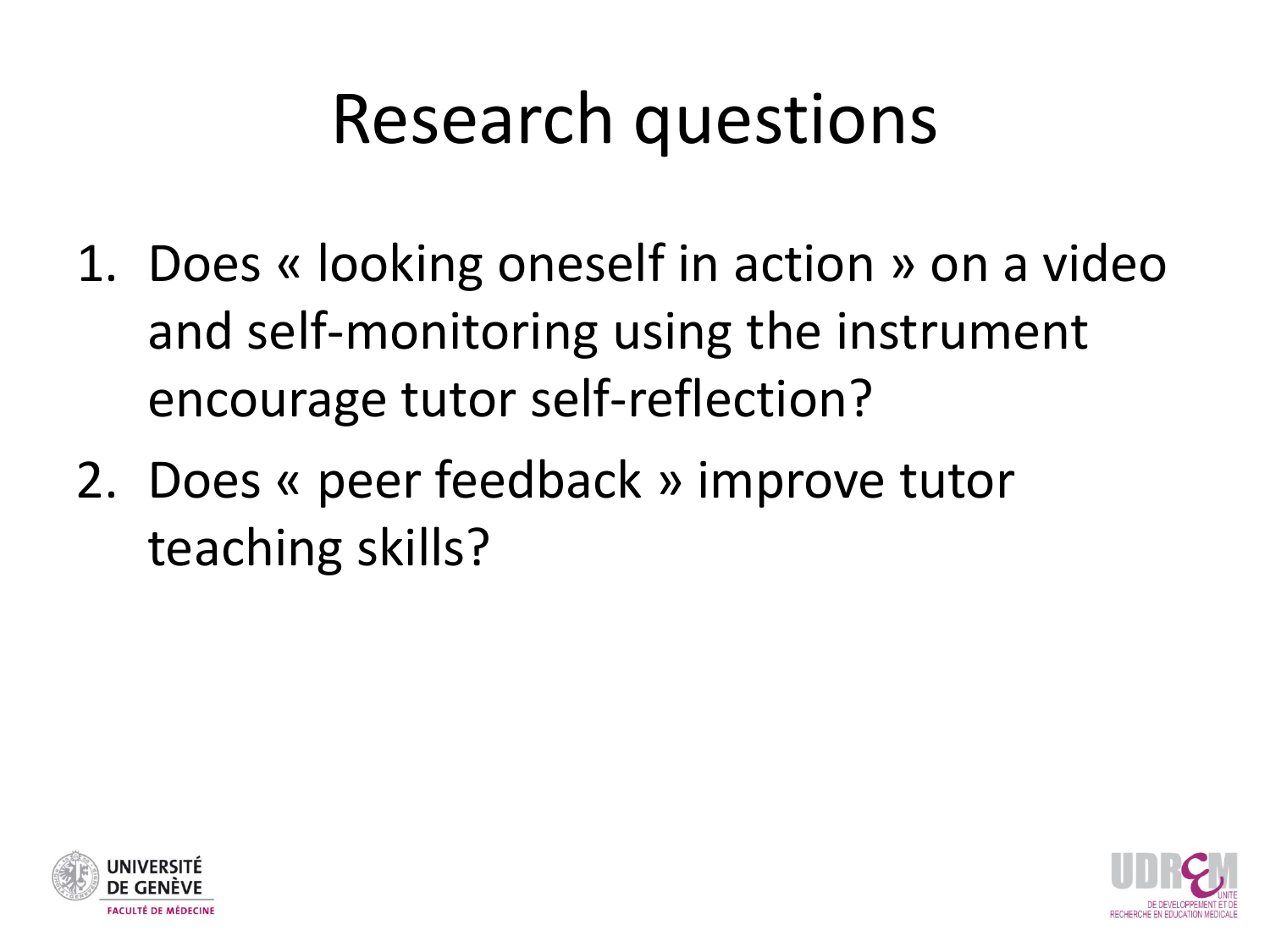# Research questions

1. Does « looking oneself in action » on a video and self-monitoring using the instrument encourage tutor self-reflection?
2. Does « peer feedback » improve tutor teaching skills?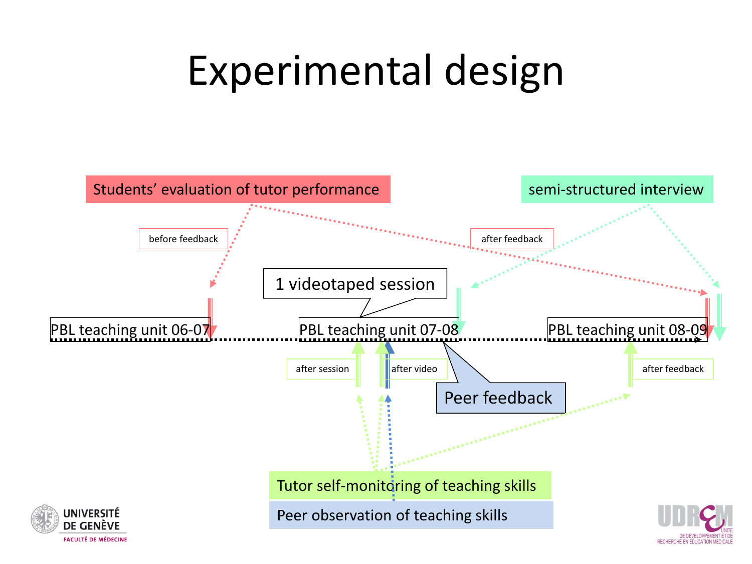# Experimental design

Students' evaluation of tutor performance

before feedback

after feedback

semi-structured interview

1 videotaped session

PBL teaching unit 06-07

PBL teaching unit 07-08

PBL teaching unit 08-09

after session

after video

after feedback

Peer feedback

Tutor self-monitoring of teaching skills

Peer observation of teaching skills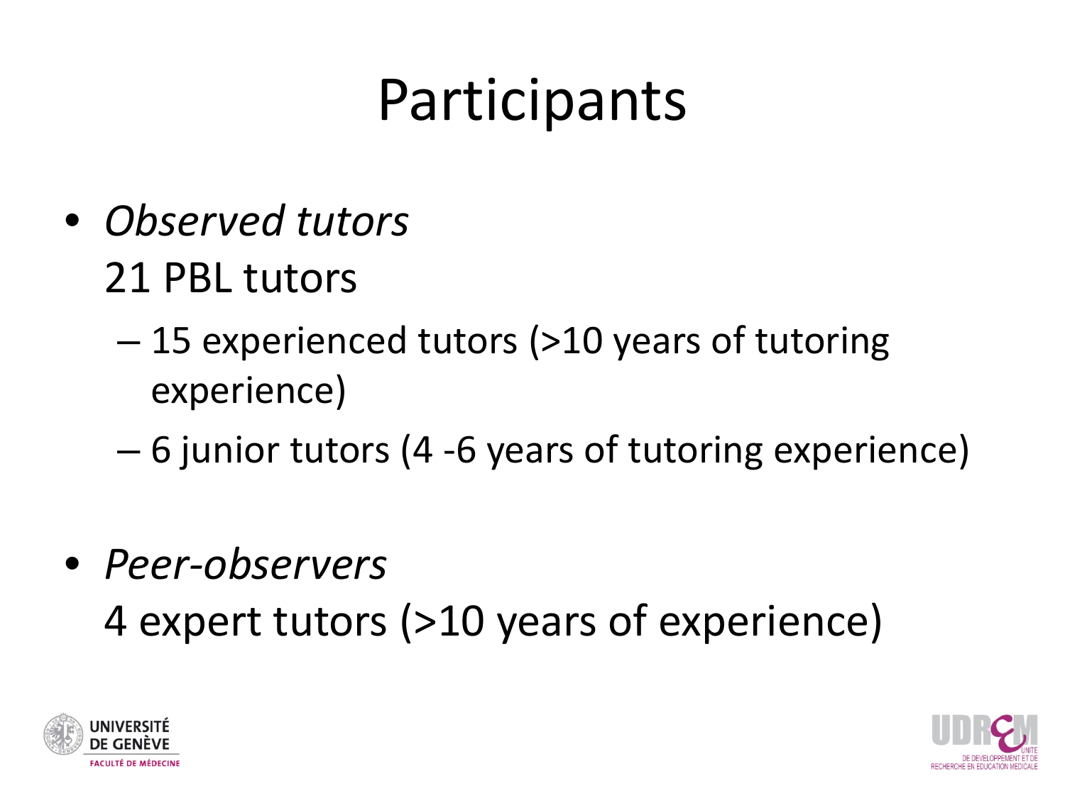# Participants

- *Observed tutors*
  21 PBL tutors
  - 15 experienced tutors (>10 years of tutoring experience)
  - 6 junior tutors (4 -6 years of tutoring experience)

- *Peer-observers*
  4 expert tutors (>10 years of experience)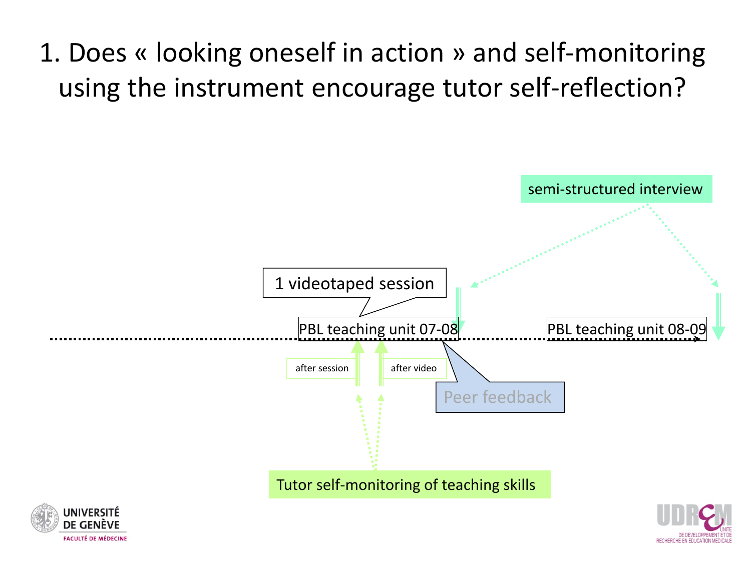# 1. Does « looking oneself in action » and self-monitoring using the instrument encourage tutor self-reflection?

semi-structured interview

1 videotaped session

PBL teaching unit 07-08

PBL teaching unit 08-09

after session

after video

Peer feedback

Tutor self-monitoring of teaching skills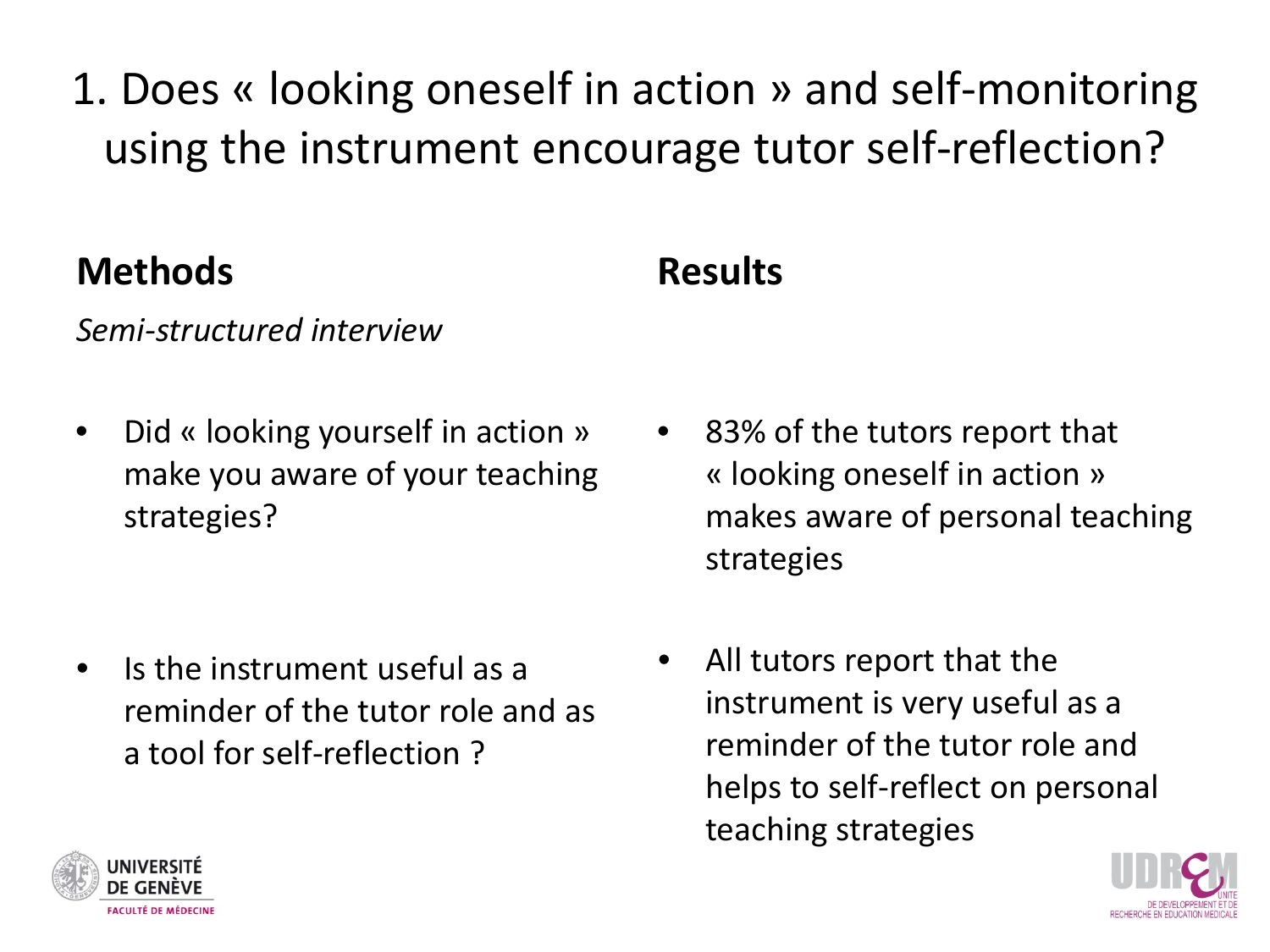# 1. Does « looking oneself in action » and self-monitoring using the instrument encourage tutor self-reflection?

## Methods

*Semi-structured interview*

- Did « looking yourself in action » make you aware of your teaching strategies?
- Is the instrument useful as a reminder of the tutor role and as a tool for self-reflection ?

## Results

- 83% of the tutors report that « looking oneself in action » makes aware of personal teaching strategies
- All tutors report that the instrument is very useful as a reminder of the tutor role and helps to self-reflect on personal teaching strategies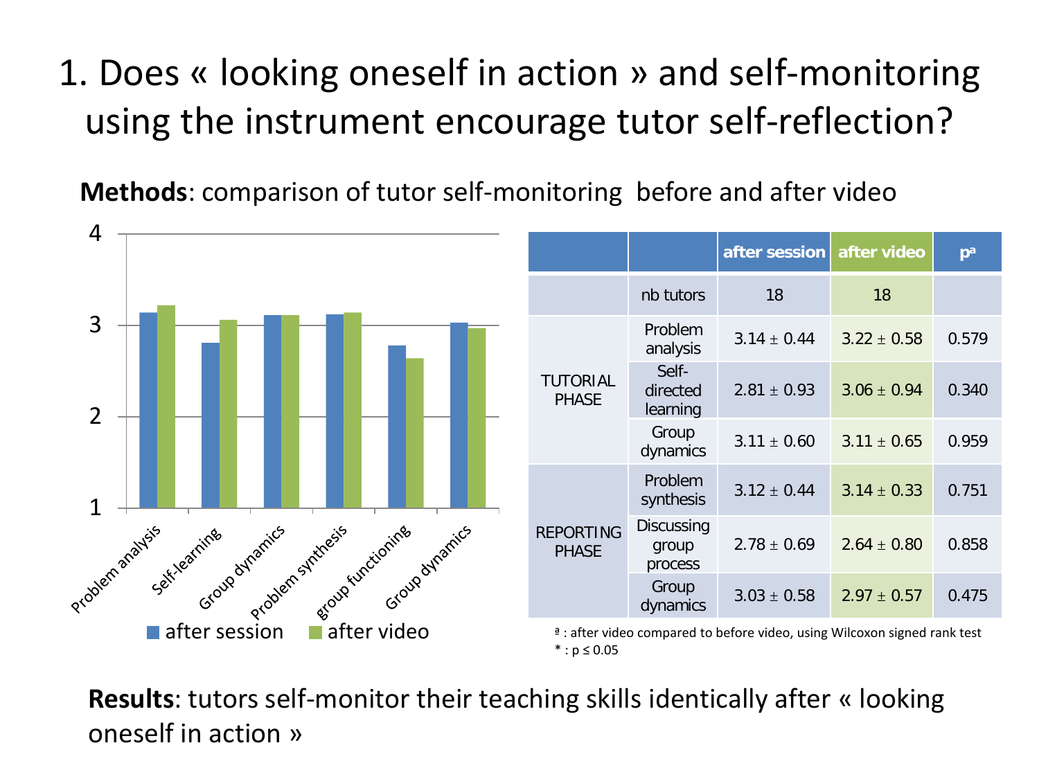# 1. Does « looking oneself in action » and self-monitoring using the instrument encourage tutor self-reflection?

**Methods**: comparison of tutor self-monitoring before and after video

|  |  | after session | after video | p[a] |
|---|---|---|---|---|
|  | nb tutors | 18 | 18 |  |
| TUTORIAL PHASE | Problem analysis | 3.14 ± 0.44 | 3.22 ± 0.58 | 0.579 |
|  | Self-directed learning | 2.81 ± 0.93 | 3.06 ± 0.94 | 0.340 |
|  | Group dynamics | 3.11 ± 0.60 | 3.11 ± 0.65 | 0.959 |
| REPORTING PHASE | Problem synthesis | 3.12 ± 0.44 | 3.14 ± 0.33 | 0.751 |
|  | Discussing group process | 2.78 ± 0.69 | 2.64 ± 0.80 | 0.858 |
|  | Group dynamics | 3.03 ± 0.58 | 2.97 ± 0.57 | 0.475 |

[a] : after video compared to before video, using Wilcoxon signed rank test
* : $p \leq 0.05$

**Results**: tutors self-monitor their teaching skills identically after « looking oneself in action »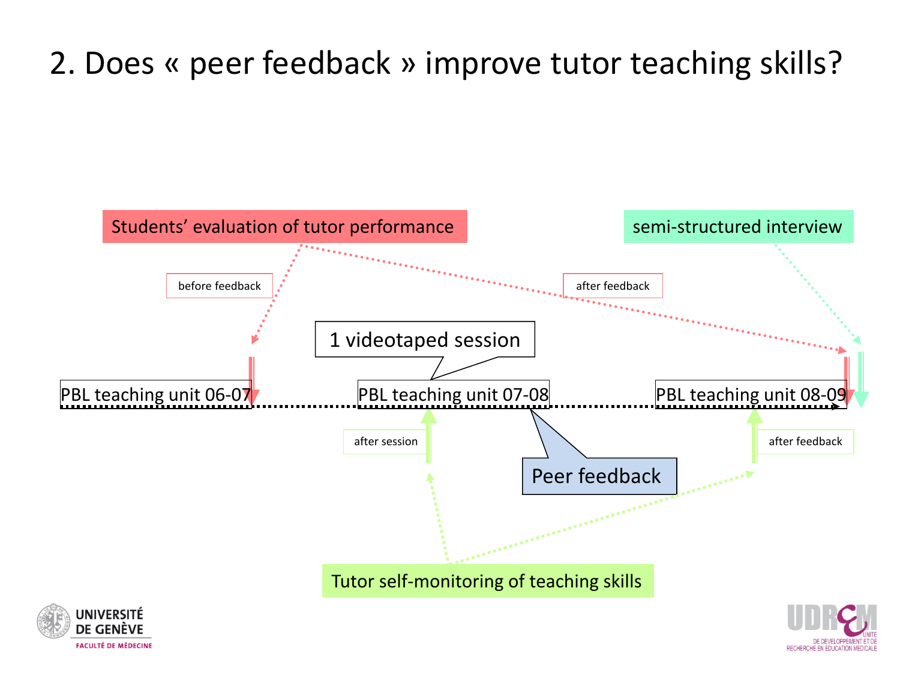# 2. Does « peer feedback » improve tutor teaching skills?

Students' evaluation of tutor performance

semi-structured interview

before feedback

after feedback

1 videotaped session

PBL teaching unit 06-07

PBL teaching unit 07-08

PBL teaching unit 08-09

after session

after feedback

Peer feedback

Tutor self-monitoring of teaching skills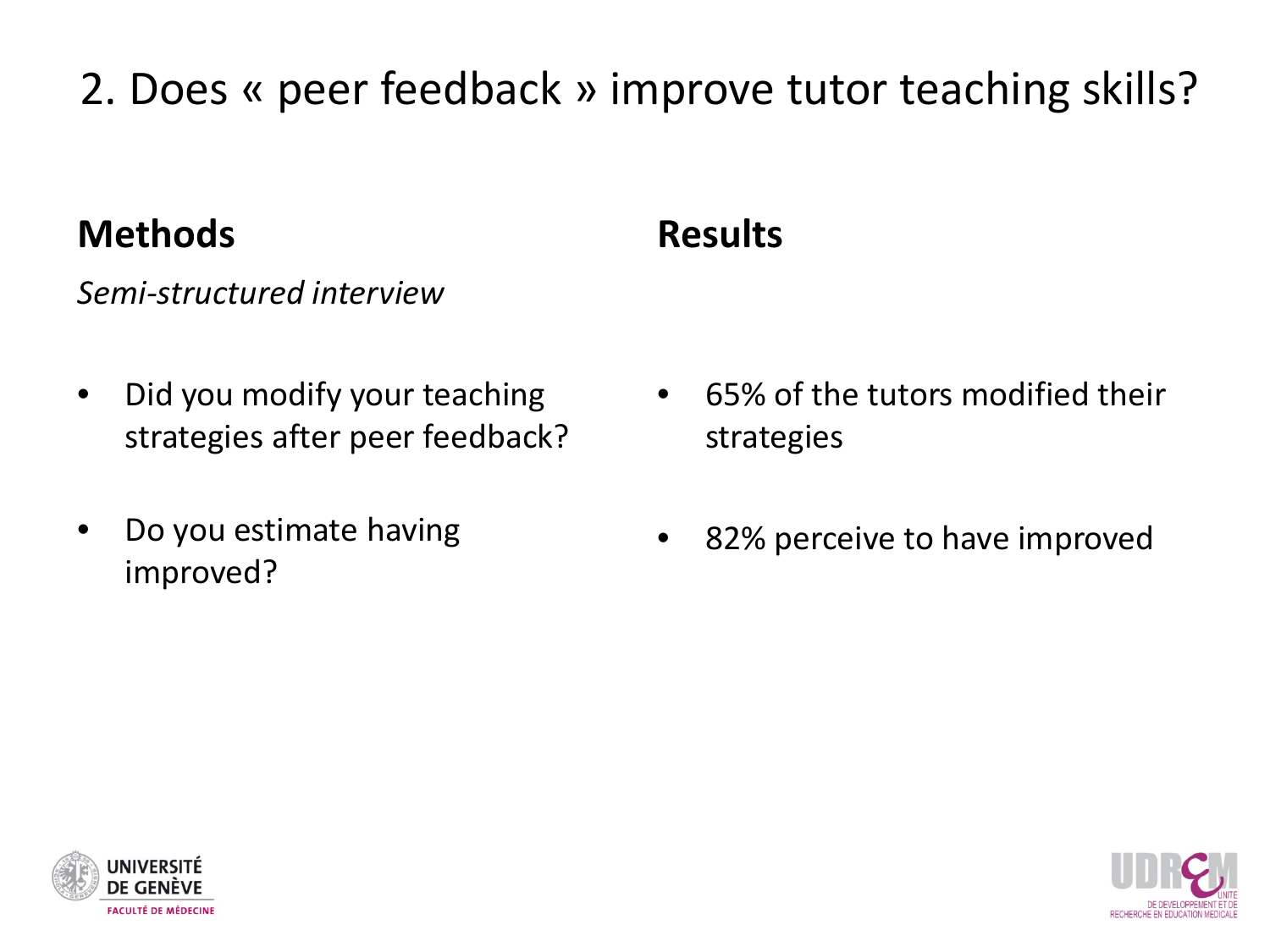# 2. Does « peer feedback » improve tutor teaching skills?

## Methods

*Semi-structured interview*

- Did you modify your teaching strategies after peer feedback?
- Do you estimate having improved?

## Results

- 65% of the tutors modified their strategies
- 82% perceive to have improved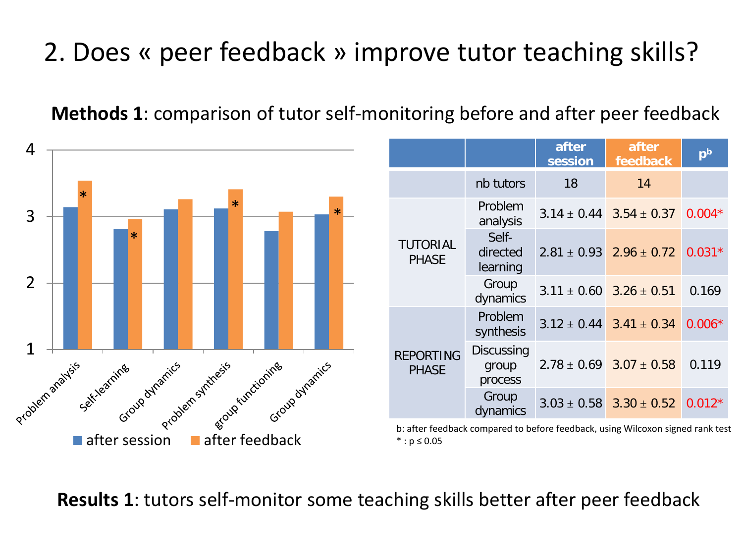# 2. Does « peer feedback » improve tutor teaching skills?

**Methods 1**: comparison of tutor self-monitoring before and after peer feedback

| | | after session | after feedback | $p^b$ |
|---|---|---|---|---|
| | nb tutors | 18 | 14 | |
| TUTORIAL PHASE | Problem analysis | 3.14 ± 0.44 | 3.54 ± 0.37 | 0.004* |
| | Self-directed learning | 2.81 ± 0.93 | 2.96 ± 0.72 | 0.031* |
| | Group dynamics | 3.11 ± 0.60 | 3.26 ± 0.51 | 0.169 |
| REPORTING PHASE | Problem synthesis | 3.12 ± 0.44 | 3.41 ± 0.34 | 0.006* |
| | Discussing group process | 2.78 ± 0.69 | 3.07 ± 0.58 | 0.119 |
| | Group dynamics | 3.03 ± 0.58 | 3.30 ± 0.52 | 0.012* |

b: after feedback compared to before feedback, using Wilcoxon signed rank test
* : $p \leq 0.05$

**Results 1**: tutors self-monitor some teaching skills better after peer feedback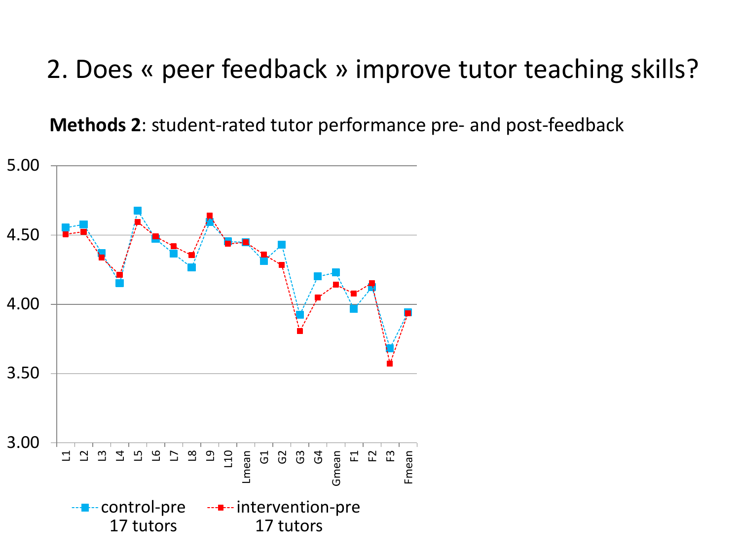# 2. Does « peer feedback » improve tutor teaching skills?

**Methods 2**: student-rated tutor performance pre- and post-feedback

5.00
4.50
4.00
3.50
3.00

L1 L2 L3 L4 L5 L6 L7 L8 L9 L10 Lmean G1 G2 G3 G4 Gmean F1 F2 F3 Fmean

control-pre
17 tutors

intervention-pre
17 tutors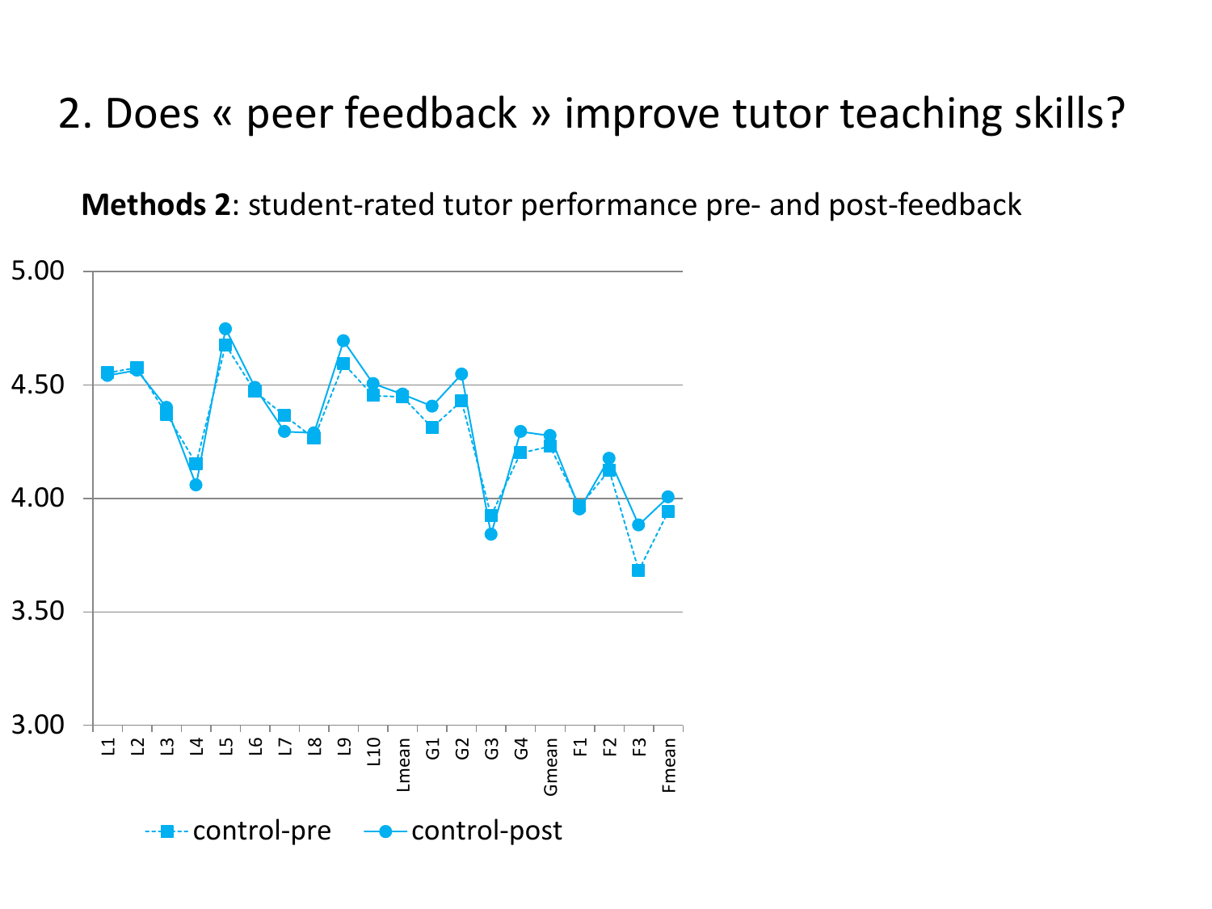# 2. Does « peer feedback » improve tutor teaching skills?

**Methods 2**: student-rated tutor performance pre- and post-feedback

5.00
4.50
4.00
3.50
3.00

L1 L2 L3 L4 L5 L6 L7 L8 L9 L10 Lmean G1 G2 G3 G4 Gmean F1 F2 F3 Fmean

control-pre control-post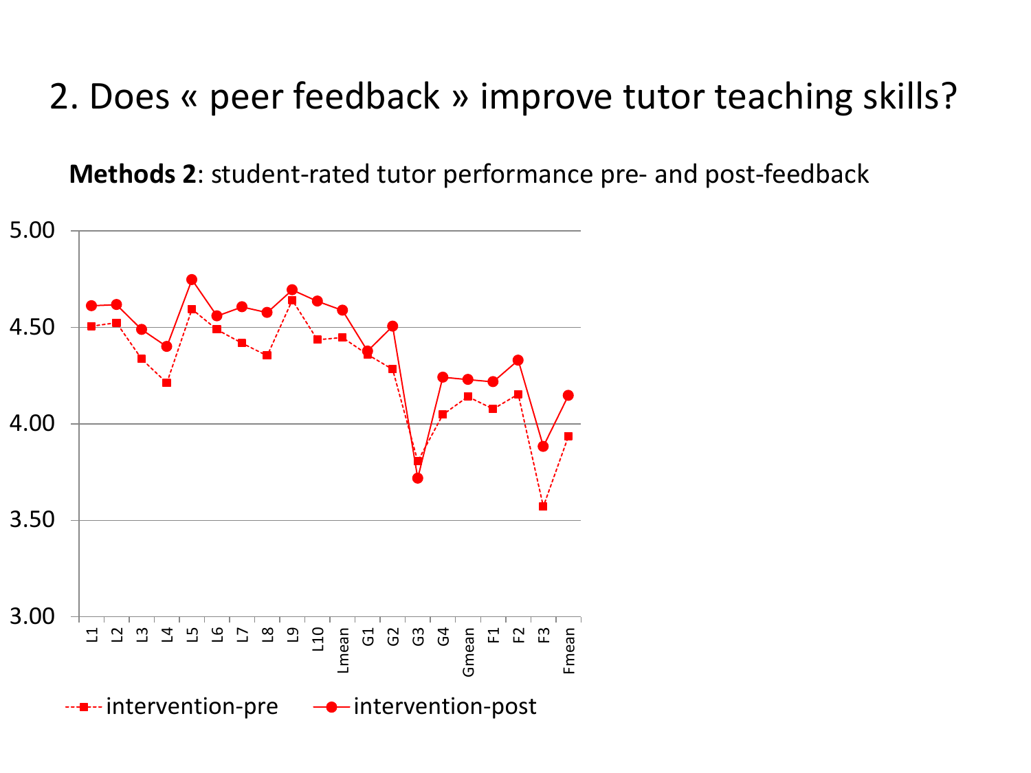# 2. Does « peer feedback » improve tutor teaching skills?

**Methods 2**: student-rated tutor performance pre- and post-feedback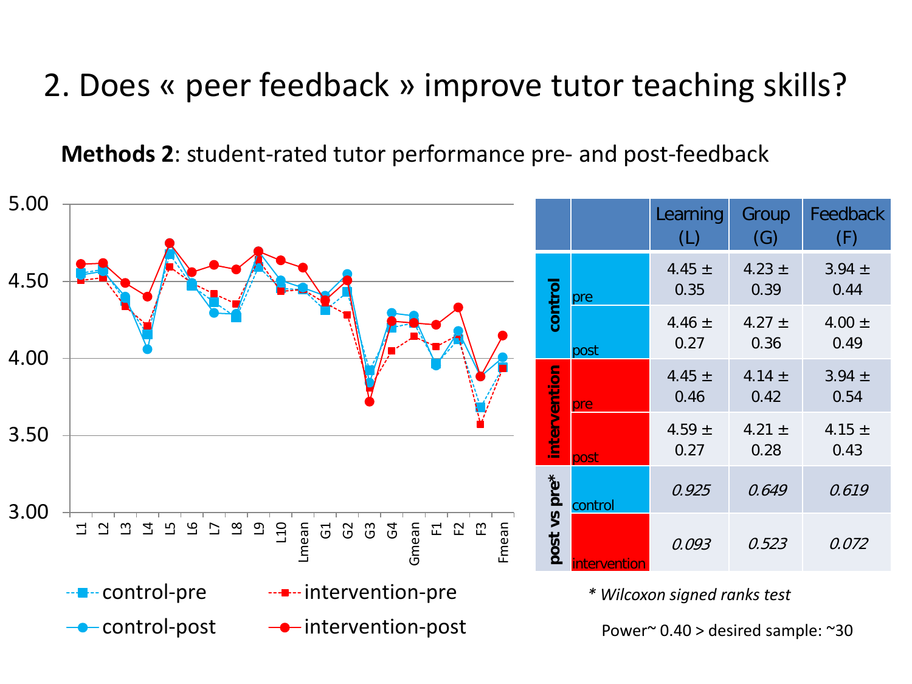# 2. Does « peer feedback » improve tutor teaching skills?

**Methods 2**: student-rated tutor performance pre- and post-feedback

| | | Learning (L) | Group (G) | Feedback (F) |
|---|---|---|---|---|
| control | pre | 4.45 ± 0.35 | 4.23 ± 0.39 | 3.94 ± 0.44 |
| | post | 4.46 ± 0.27 | 4.27 ± 0.36 | 4.00 ± 0.49 |
| intervention | pre | 4.45 ± 0.46 | 4.14 ± 0.42 | 3.94 ± 0.54 |
| | post | 4.59 ± 0.27 | 4.21 ± 0.28 | 4.15 ± 0.43 |
| post vs pre* | control | *0.925* | *0.649* | *0.619* |
| | intervention | *0.093* | *0.523* | *0.072* |

*\* Wilcoxon signed ranks test*

Power~ 0.40 > desired sample: ~30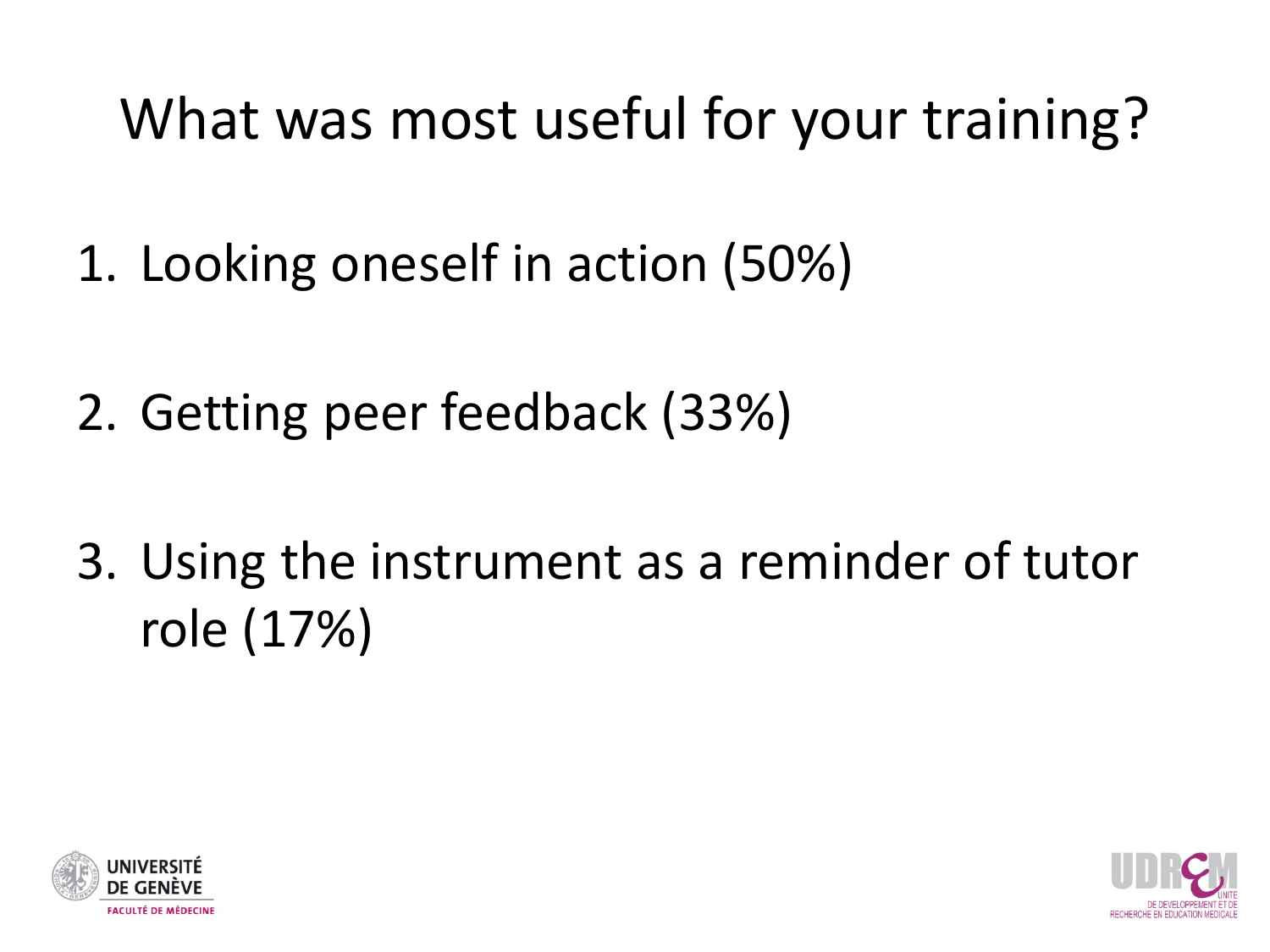# What was most useful for your training?

1. Looking oneself in action (50%)

2. Getting peer feedback (33%)

3. Using the instrument as a reminder of tutor role (17%)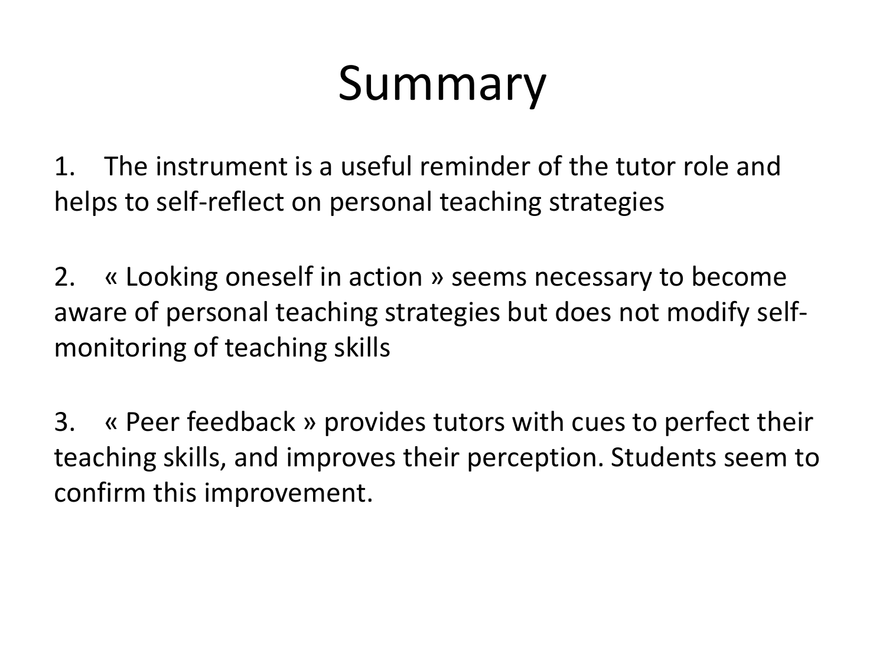# Summary

1. The instrument is a useful reminder of the tutor role and helps to self-reflect on personal teaching strategies

2. « Looking oneself in action » seems necessary to become aware of personal teaching strategies but does not modify self-monitoring of teaching skills

3. « Peer feedback » provides tutors with cues to perfect their teaching skills, and improves their perception. Students seem to confirm this improvement.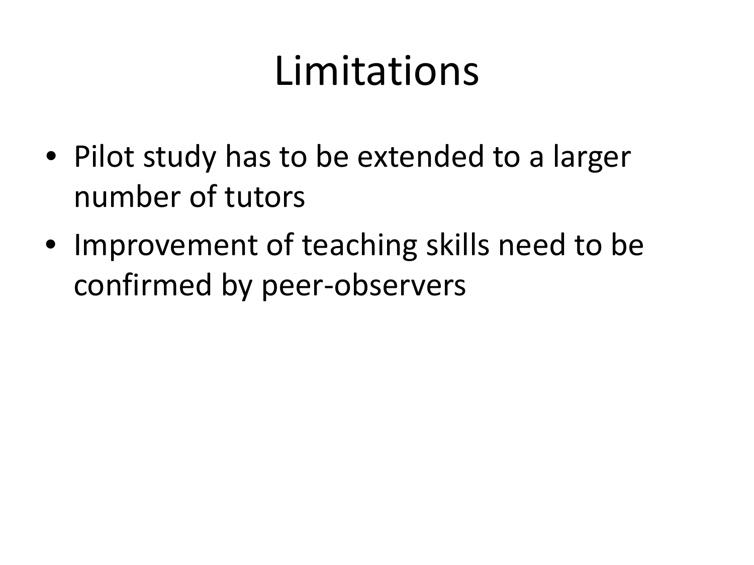# Limitations

- Pilot study has to be extended to a larger number of tutors
- Improvement of teaching skills need to be confirmed by peer-observers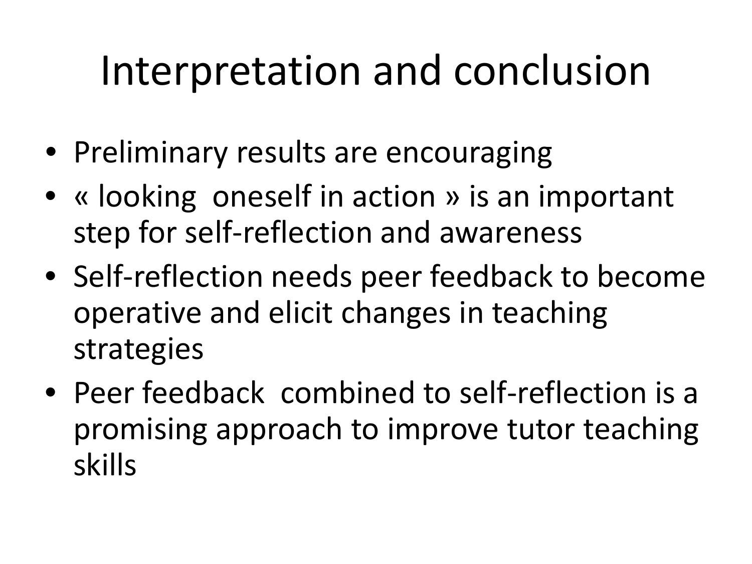# Interpretation and conclusion

- Preliminary results are encouraging
- « looking  oneself in action » is an important step for self-reflection and awareness
- Self-reflection needs peer feedback to become operative and elicit changes in teaching strategies
- Peer feedback  combined to self-reflection is a promising approach to improve tutor teaching skills